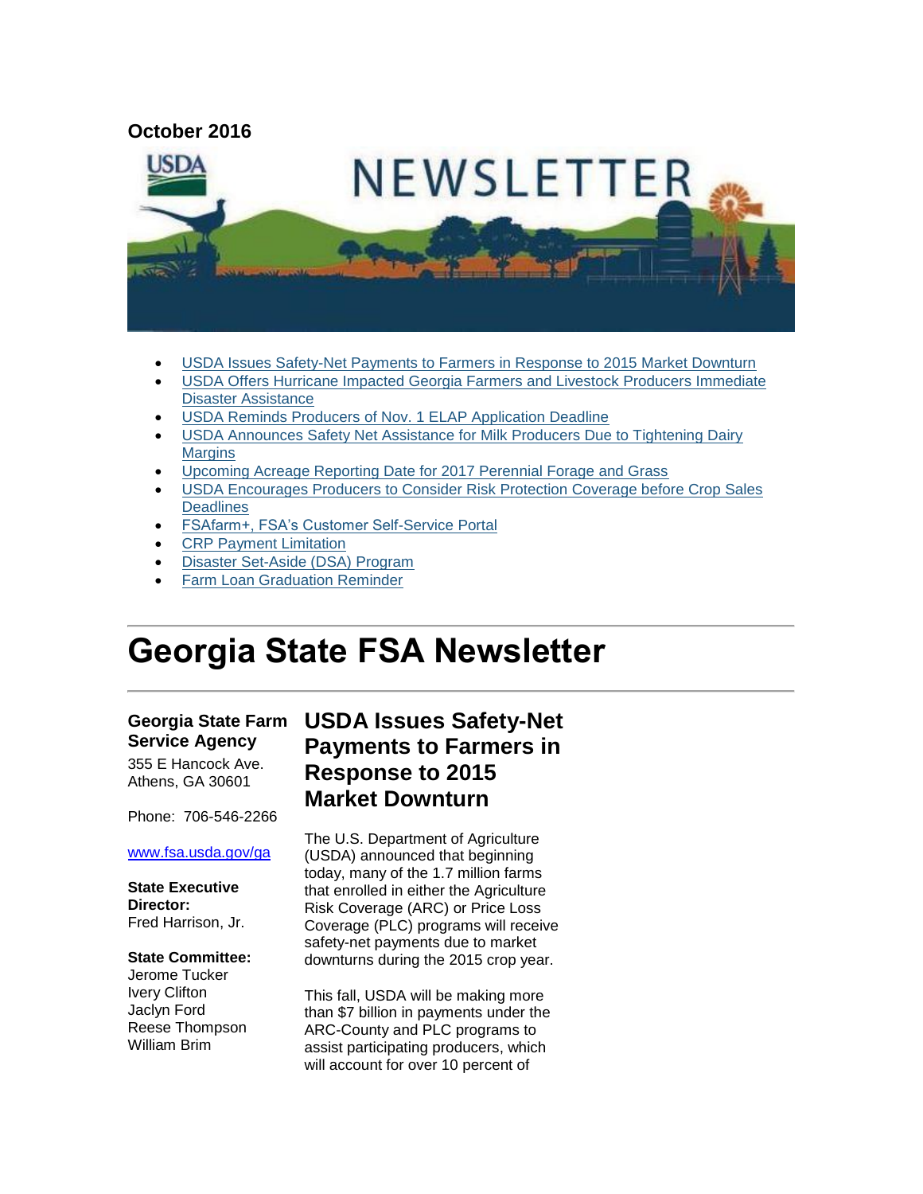**October 2016**

- USDA Issues Safety-Net Payments to Farmers in Response to 2015 Market Downturn
- USDA Offers Hurricane Impacted Georgia Farmers and Livestock Producers Immediate Disaster Assistance
- USDA Reminds Producers of Nov. 1 ELAP Application Deadline
- USDA Announces Safety Net Assistance for Milk Producers Due to Tightening Dairy Margins
- Upcoming Acreage Reporting Date for 2017 Perennial Forage and Grass
- USDA Encourages Producers to Consider Risk Protection Coverage before Crop Sales Deadlines
- FSAfarm+, FSA's Customer Self-Service Portal
- CRP Payment Limitation
- Disaster Set-Aside (DSA) Program
- Farm Loan Graduation Reminder

---

# Georgia State FSA Newsletter

---

**Georgia State Farm Service Agency**

355 E Hancock Ave.
Athens, GA 30601

Phone: 706-546-2266

www.fsa.usda.gov/ga

**State Executive Director:**
Fred Harrison, Jr.

**State Committee:**
Jerome Tucker
Ivery Clifton
Jaclyn Ford
Reese Thompson
William Brim

## USDA Issues Safety-Net Payments to Farmers in Response to 2015 Market Downturn

The U.S. Department of Agriculture (USDA) announced that beginning today, many of the 1.7 million farms that enrolled in either the Agriculture Risk Coverage (ARC) or Price Loss Coverage (PLC) programs will receive safety-net payments due to market downturns during the 2015 crop year.

This fall, USDA will be making more than $7 billion in payments under the ARC-County and PLC programs to assist participating producers, which will account for over 10 percent of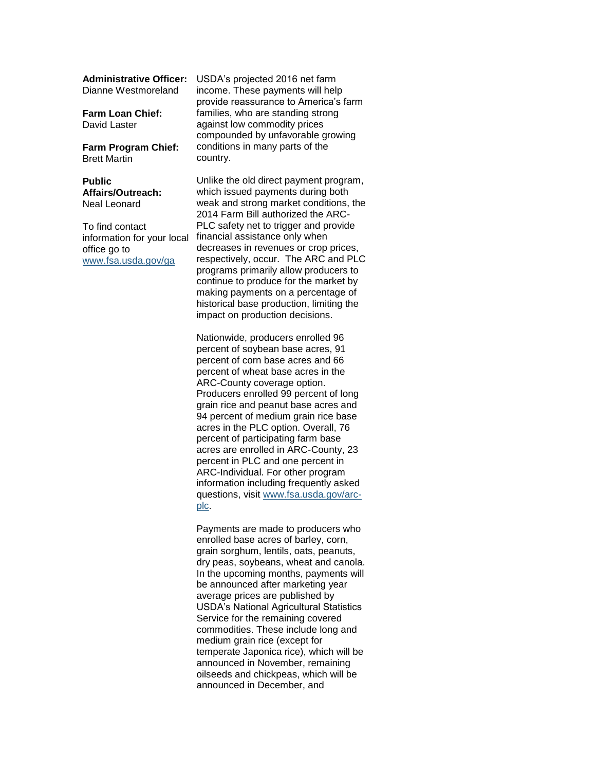**Administrative Officer:**
Dianne Westmoreland

**Farm Loan Chief:**
David Laster

**Farm Program Chief:**
Brett Martin

**Public Affairs/Outreach:**
Neal Leonard

To find contact information for your local office go to [www.fsa.usda.gov/ga](www.fsa.usda.gov/ga)

USDA's projected 2016 net farm income. These payments will help provide reassurance to America's farm families, who are standing strong against low commodity prices compounded by unfavorable growing conditions in many parts of the country.

Unlike the old direct payment program, which issued payments during both weak and strong market conditions, the 2014 Farm Bill authorized the ARC-PLC safety net to trigger and provide financial assistance only when decreases in revenues or crop prices, respectively, occur. The ARC and PLC programs primarily allow producers to continue to produce for the market by making payments on a percentage of historical base production, limiting the impact on production decisions.

Nationwide, producers enrolled 96 percent of soybean base acres, 91 percent of corn base acres and 66 percent of wheat base acres in the ARC-County coverage option. Producers enrolled 99 percent of long grain rice and peanut base acres and 94 percent of medium grain rice base acres in the PLC option. Overall, 76 percent of participating farm base acres are enrolled in ARC-County, 23 percent in PLC and one percent in ARC-Individual. For other program information including frequently asked questions, visit [www.fsa.usda.gov/arc-plc](www.fsa.usda.gov/arc-plc).

Payments are made to producers who enrolled base acres of barley, corn, grain sorghum, lentils, oats, peanuts, dry peas, soybeans, wheat and canola. In the upcoming months, payments will be announced after marketing year average prices are published by USDA's National Agricultural Statistics Service for the remaining covered commodities. These include long and medium grain rice (except for temperate Japonica rice), which will be announced in November, remaining oilseeds and chickpeas, which will be announced in December, and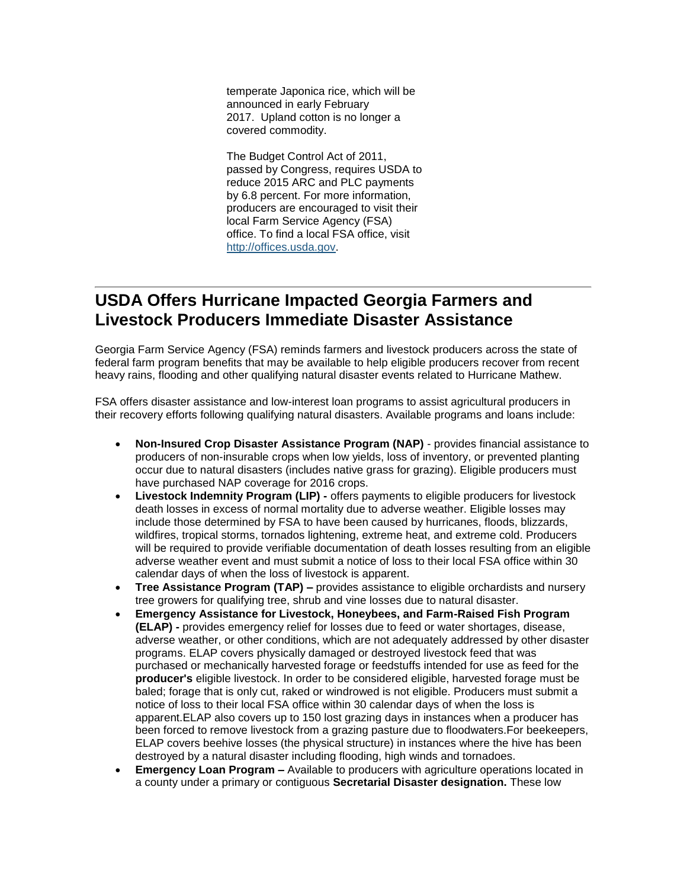temperate Japonica rice, which will be announced in early February 2017. Upland cotton is no longer a covered commodity.

The Budget Control Act of 2011, passed by Congress, requires USDA to reduce 2015 ARC and PLC payments by 6.8 percent. For more information, producers are encouraged to visit their local Farm Service Agency (FSA) office. To find a local FSA office, visit [http://offices.usda.gov](http://offices.usda.gov).

---

## USDA Offers Hurricane Impacted Georgia Farmers and Livestock Producers Immediate Disaster Assistance

Georgia Farm Service Agency (FSA) reminds farmers and livestock producers across the state of federal farm program benefits that may be available to help eligible producers recover from recent heavy rains, flooding and other qualifying natural disaster events related to Hurricane Mathew.

FSA offers disaster assistance and low-interest loan programs to assist agricultural producers in their recovery efforts following qualifying natural disasters. Available programs and loans include:

- **Non-Insured Crop Disaster Assistance Program (NAP)** - provides financial assistance to producers of non-insurable crops when low yields, loss of inventory, or prevented planting occur due to natural disasters (includes native grass for grazing). Eligible producers must have purchased NAP coverage for 2016 crops.
- **Livestock Indemnity Program (LIP) -** offers payments to eligible producers for livestock death losses in excess of normal mortality due to adverse weather. Eligible losses may include those determined by FSA to have been caused by hurricanes, floods, blizzards, wildfires, tropical storms, tornados lightening, extreme heat, and extreme cold. Producers will be required to provide verifiable documentation of death losses resulting from an eligible adverse weather event and must submit a notice of loss to their local FSA office within 30 calendar days of when the loss of livestock is apparent.
- **Tree Assistance Program (TAP) –** provides assistance to eligible orchardists and nursery tree growers for qualifying tree, shrub and vine losses due to natural disaster.
- **Emergency Assistance for Livestock, Honeybees, and Farm-Raised Fish Program (ELAP) -** provides emergency relief for losses due to feed or water shortages, disease, adverse weather, or other conditions, which are not adequately addressed by other disaster programs. ELAP covers physically damaged or destroyed livestock feed that was purchased or mechanically harvested forage or feedstuffs intended for use as feed for the **producer's** eligible livestock. In order to be considered eligible, harvested forage must be baled; forage that is only cut, raked or windrowed is not eligible. Producers must submit a notice of loss to their local FSA office within 30 calendar days of when the loss is apparent.ELAP also covers up to 150 lost grazing days in instances when a producer has been forced to remove livestock from a grazing pasture due to floodwaters.For beekeepers, ELAP covers beehive losses (the physical structure) in instances where the hive has been destroyed by a natural disaster including flooding, high winds and tornadoes.
- **Emergency Loan Program –** Available to producers with agriculture operations located in a county under a primary or contiguous **Secretarial Disaster designation.** These low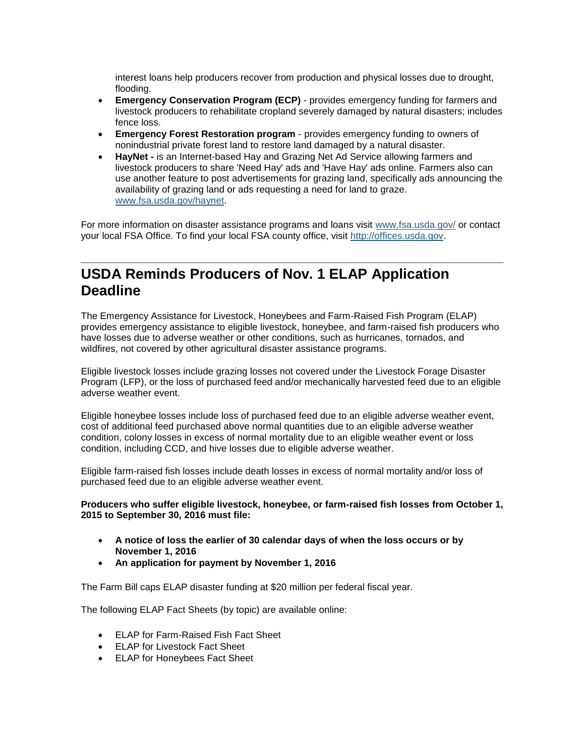interest loans help producers recover from production and physical losses due to drought, flooding.

- **Emergency Conservation Program (ECP)** - provides emergency funding for farmers and livestock producers to rehabilitate cropland severely damaged by natural disasters; includes fence loss.
- **Emergency Forest Restoration program** - provides emergency funding to owners of nonindustrial private forest land to restore land damaged by a natural disaster.
- **HayNet -** is an Internet-based Hay and Grazing Net Ad Service allowing farmers and livestock producers to share 'Need Hay' ads and 'Have Hay' ads online. Farmers also can use another feature to post advertisements for grazing land, specifically ads announcing the availability of grazing land or ads requesting a need for land to graze. [www.fsa.usda.gov/haynet](www.fsa.usda.gov/haynet).

For more information on disaster assistance programs and loans visit [www.fsa.usda.gov/](www.fsa.usda.gov/) or contact your local FSA Office. To find your local FSA county office, visit [http://offices.usda.gov](http://offices.usda.gov).

---

## USDA Reminds Producers of Nov. 1 ELAP Application Deadline

The Emergency Assistance for Livestock, Honeybees and Farm-Raised Fish Program (ELAP) provides emergency assistance to eligible livestock, honeybee, and farm-raised fish producers who have losses due to adverse weather or other conditions, such as hurricanes, tornados, and wildfires, not covered by other agricultural disaster assistance programs.

Eligible livestock losses include grazing losses not covered under the Livestock Forage Disaster Program (LFP), or the loss of purchased feed and/or mechanically harvested feed due to an eligible adverse weather event.

Eligible honeybee losses include loss of purchased feed due to an eligible adverse weather event, cost of additional feed purchased above normal quantities due to an eligible adverse weather condition, colony losses in excess of normal mortality due to an eligible weather event or loss condition, including CCD, and hive losses due to eligible adverse weather.

Eligible farm-raised fish losses include death losses in excess of normal mortality and/or loss of purchased feed due to an eligible adverse weather event.

**Producers who suffer eligible livestock, honeybee, or farm-raised fish losses from October 1, 2015 to September 30, 2016 must file:**

- **A notice of loss the earlier of 30 calendar days of when the loss occurs or by November 1, 2016**
- **An application for payment by November 1, 2016**

The Farm Bill caps ELAP disaster funding at $20 million per federal fiscal year.

The following ELAP Fact Sheets (by topic) are available online:

- ELAP for Farm-Raised Fish Fact Sheet
- ELAP for Livestock Fact Sheet
- ELAP for Honeybees Fact Sheet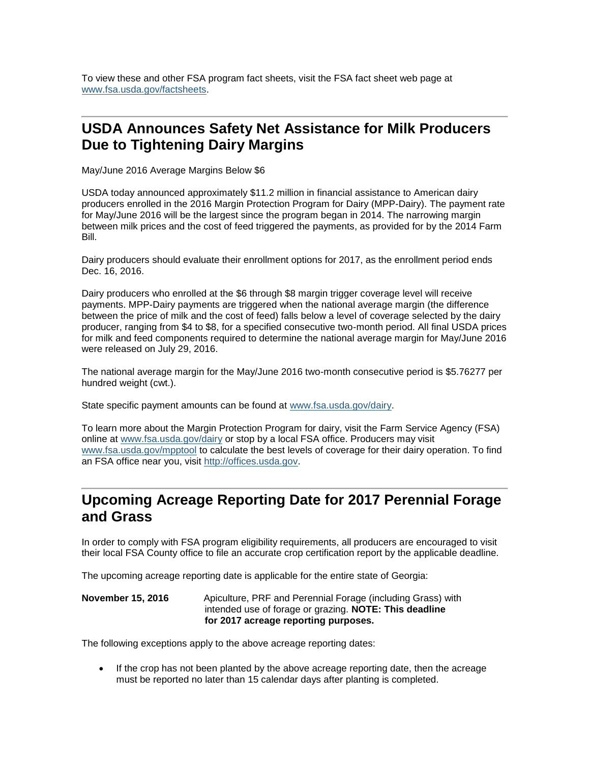To view these and other FSA program fact sheets, visit the FSA fact sheet web page at [www.fsa.usda.gov/factsheets](www.fsa.usda.gov/factsheets).

---

## USDA Announces Safety Net Assistance for Milk Producers Due to Tightening Dairy Margins

May/June 2016 Average Margins Below $6

USDA today announced approximately $11.2 million in financial assistance to American dairy producers enrolled in the 2016 Margin Protection Program for Dairy (MPP-Dairy). The payment rate for May/June 2016 will be the largest since the program began in 2014. The narrowing margin between milk prices and the cost of feed triggered the payments, as provided for by the 2014 Farm Bill.

Dairy producers should evaluate their enrollment options for 2017, as the enrollment period ends Dec. 16, 2016.

Dairy producers who enrolled at the $6 through $8 margin trigger coverage level will receive payments. MPP-Dairy payments are triggered when the national average margin (the difference between the price of milk and the cost of feed) falls below a level of coverage selected by the dairy producer, ranging from $4 to $8, for a specified consecutive two-month period. All final USDA prices for milk and feed components required to determine the national average margin for May/June 2016 were released on July 29, 2016.

The national average margin for the May/June 2016 two-month consecutive period is $5.76277 per hundred weight (cwt.).

State specific payment amounts can be found at [www.fsa.usda.gov/dairy](www.fsa.usda.gov/dairy).

To learn more about the Margin Protection Program for dairy, visit the Farm Service Agency (FSA) online at [www.fsa.usda.gov/dairy](www.fsa.usda.gov/dairy) or stop by a local FSA office. Producers may visit [www.fsa.usda.gov/mpptool](www.fsa.usda.gov/mpptool) to calculate the best levels of coverage for their dairy operation. To find an FSA office near you, visit [http://offices.usda.gov](http://offices.usda.gov).

---

## Upcoming Acreage Reporting Date for 2017 Perennial Forage and Grass

In order to comply with FSA program eligibility requirements, all producers are encouraged to visit their local FSA County office to file an accurate crop certification report by the applicable deadline.

The upcoming acreage reporting date is applicable for the entire state of Georgia:

**November 15, 2016** Apiculture, PRF and Perennial Forage (including Grass) with intended use of forage or grazing. **NOTE: This deadline for 2017 acreage reporting purposes.**

The following exceptions apply to the above acreage reporting dates:

- If the crop has not been planted by the above acreage reporting date, then the acreage must be reported no later than 15 calendar days after planting is completed.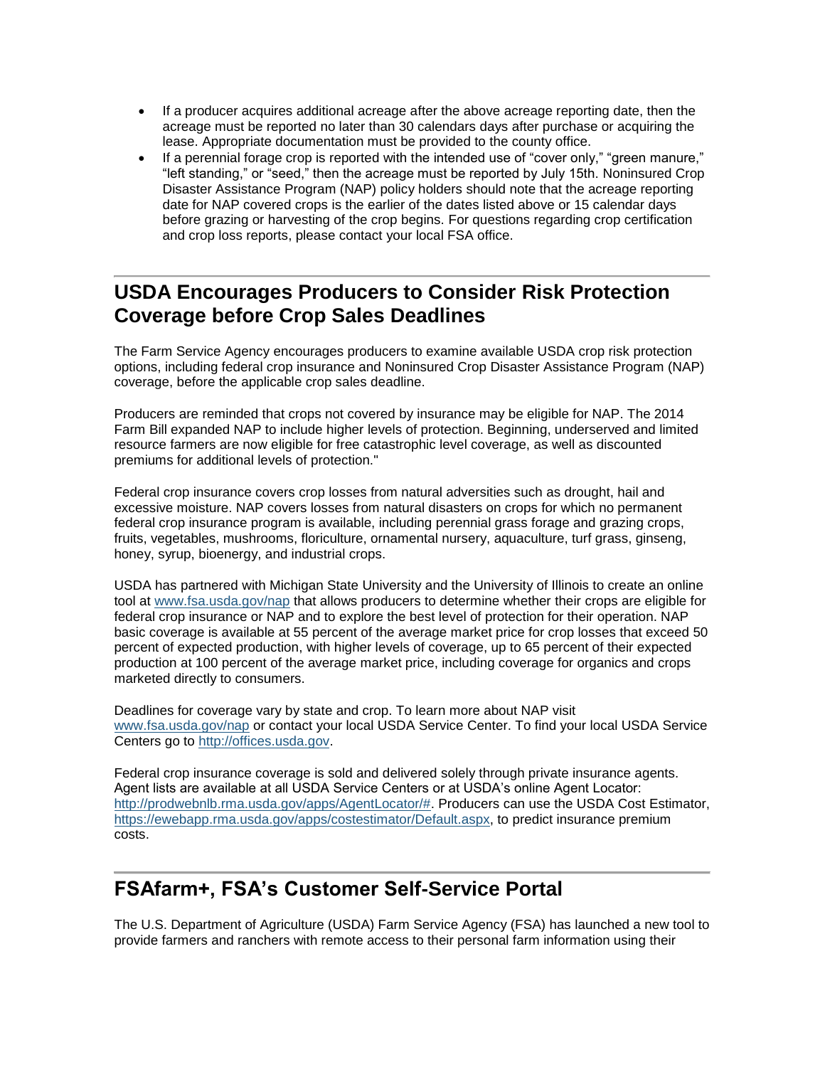- If a producer acquires additional acreage after the above acreage reporting date, then the acreage must be reported no later than 30 calendars days after purchase or acquiring the lease. Appropriate documentation must be provided to the county office.
- If a perennial forage crop is reported with the intended use of "cover only," "green manure," "left standing," or "seed," then the acreage must be reported by July 15th. Noninsured Crop Disaster Assistance Program (NAP) policy holders should note that the acreage reporting date for NAP covered crops is the earlier of the dates listed above or 15 calendar days before grazing or harvesting of the crop begins. For questions regarding crop certification and crop loss reports, please contact your local FSA office.

---

## USDA Encourages Producers to Consider Risk Protection Coverage before Crop Sales Deadlines

The Farm Service Agency encourages producers to examine available USDA crop risk protection options, including federal crop insurance and Noninsured Crop Disaster Assistance Program (NAP) coverage, before the applicable crop sales deadline.

Producers are reminded that crops not covered by insurance may be eligible for NAP. The 2014 Farm Bill expanded NAP to include higher levels of protection. Beginning, underserved and limited resource farmers are now eligible for free catastrophic level coverage, as well as discounted premiums for additional levels of protection."

Federal crop insurance covers crop losses from natural adversities such as drought, hail and excessive moisture. NAP covers losses from natural disasters on crops for which no permanent federal crop insurance program is available, including perennial grass forage and grazing crops, fruits, vegetables, mushrooms, floriculture, ornamental nursery, aquaculture, turf grass, ginseng, honey, syrup, bioenergy, and industrial crops.

USDA has partnered with Michigan State University and the University of Illinois to create an online tool at www.fsa.usda.gov/nap that allows producers to determine whether their crops are eligible for federal crop insurance or NAP and to explore the best level of protection for their operation. NAP basic coverage is available at 55 percent of the average market price for crop losses that exceed 50 percent of expected production, with higher levels of coverage, up to 65 percent of their expected production at 100 percent of the average market price, including coverage for organics and crops marketed directly to consumers.

Deadlines for coverage vary by state and crop. To learn more about NAP visit www.fsa.usda.gov/nap or contact your local USDA Service Center. To find your local USDA Service Centers go to http://offices.usda.gov.

Federal crop insurance coverage is sold and delivered solely through private insurance agents. Agent lists are available at all USDA Service Centers or at USDA's online Agent Locator: http://prodwebnlb.rma.usda.gov/apps/AgentLocator/#. Producers can use the USDA Cost Estimator, https://ewebapp.rma.usda.gov/apps/costestimator/Default.aspx, to predict insurance premium costs.

---

## FSAfarm+, FSA's Customer Self-Service Portal

The U.S. Department of Agriculture (USDA) Farm Service Agency (FSA) has launched a new tool to provide farmers and ranchers with remote access to their personal farm information using their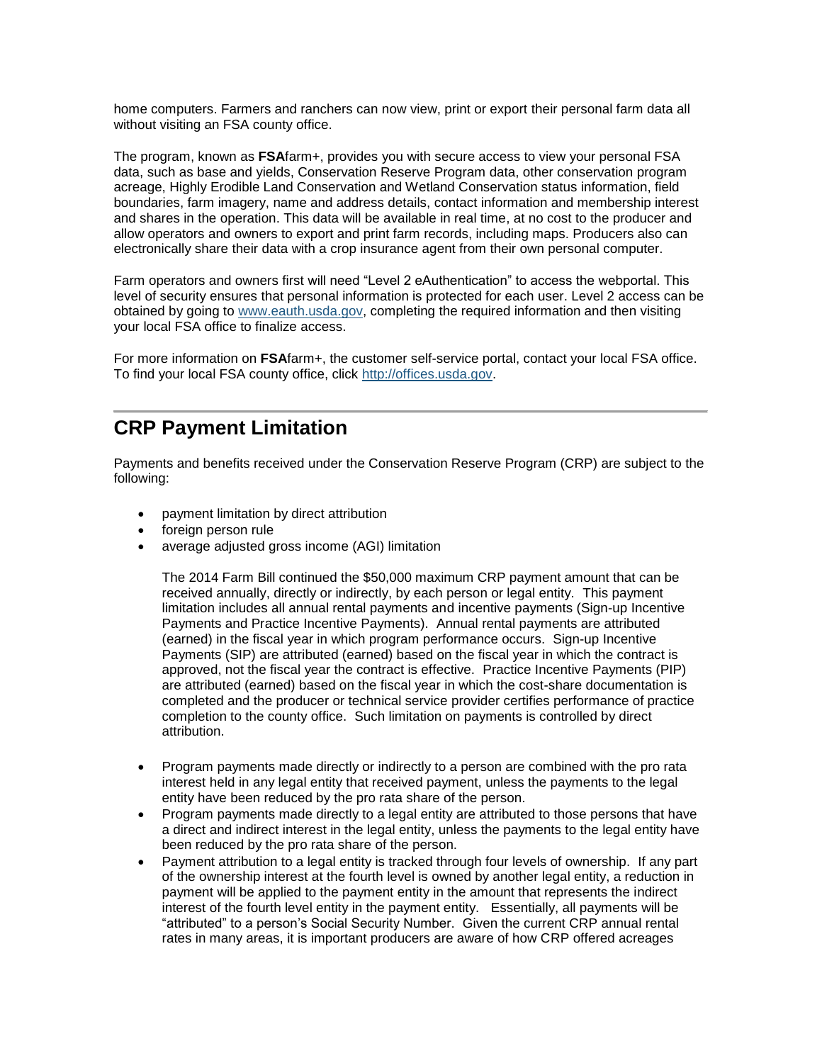home computers. Farmers and ranchers can now view, print or export their personal farm data all without visiting an FSA county office.

The program, known as **FSA**farm+, provides you with secure access to view your personal FSA data, such as base and yields, Conservation Reserve Program data, other conservation program acreage, Highly Erodible Land Conservation and Wetland Conservation status information, field boundaries, farm imagery, name and address details, contact information and membership interest and shares in the operation. This data will be available in real time, at no cost to the producer and allow operators and owners to export and print farm records, including maps. Producers also can electronically share their data with a crop insurance agent from their own personal computer.

Farm operators and owners first will need "Level 2 eAuthentication" to access the webportal. This level of security ensures that personal information is protected for each user. Level 2 access can be obtained by going to [www.eauth.usda.gov](http://www.eauth.usda.gov), completing the required information and then visiting your local FSA office to finalize access.

For more information on **FSA**farm+, the customer self-service portal, contact your local FSA office. To find your local FSA county office, click [http://offices.usda.gov](http://offices.usda.gov).

---

## CRP Payment Limitation

Payments and benefits received under the Conservation Reserve Program (CRP) are subject to the following:

- payment limitation by direct attribution
- foreign person rule
- average adjusted gross income (AGI) limitation

  The 2014 Farm Bill continued the $50,000 maximum CRP payment amount that can be received annually, directly or indirectly, by each person or legal entity. This payment limitation includes all annual rental payments and incentive payments (Sign-up Incentive Payments and Practice Incentive Payments). Annual rental payments are attributed (earned) in the fiscal year in which program performance occurs. Sign-up Incentive Payments (SIP) are attributed (earned) based on the fiscal year in which the contract is approved, not the fiscal year the contract is effective. Practice Incentive Payments (PIP) are attributed (earned) based on the fiscal year in which the cost-share documentation is completed and the producer or technical service provider certifies performance of practice completion to the county office. Such limitation on payments is controlled by direct attribution.

- Program payments made directly or indirectly to a person are combined with the pro rata interest held in any legal entity that received payment, unless the payments to the legal entity have been reduced by the pro rata share of the person.
- Program payments made directly to a legal entity are attributed to those persons that have a direct and indirect interest in the legal entity, unless the payments to the legal entity have been reduced by the pro rata share of the person.
- Payment attribution to a legal entity is tracked through four levels of ownership. If any part of the ownership interest at the fourth level is owned by another legal entity, a reduction in payment will be applied to the payment entity in the amount that represents the indirect interest of the fourth level entity in the payment entity. Essentially, all payments will be "attributed" to a person's Social Security Number. Given the current CRP annual rental rates in many areas, it is important producers are aware of how CRP offered acreages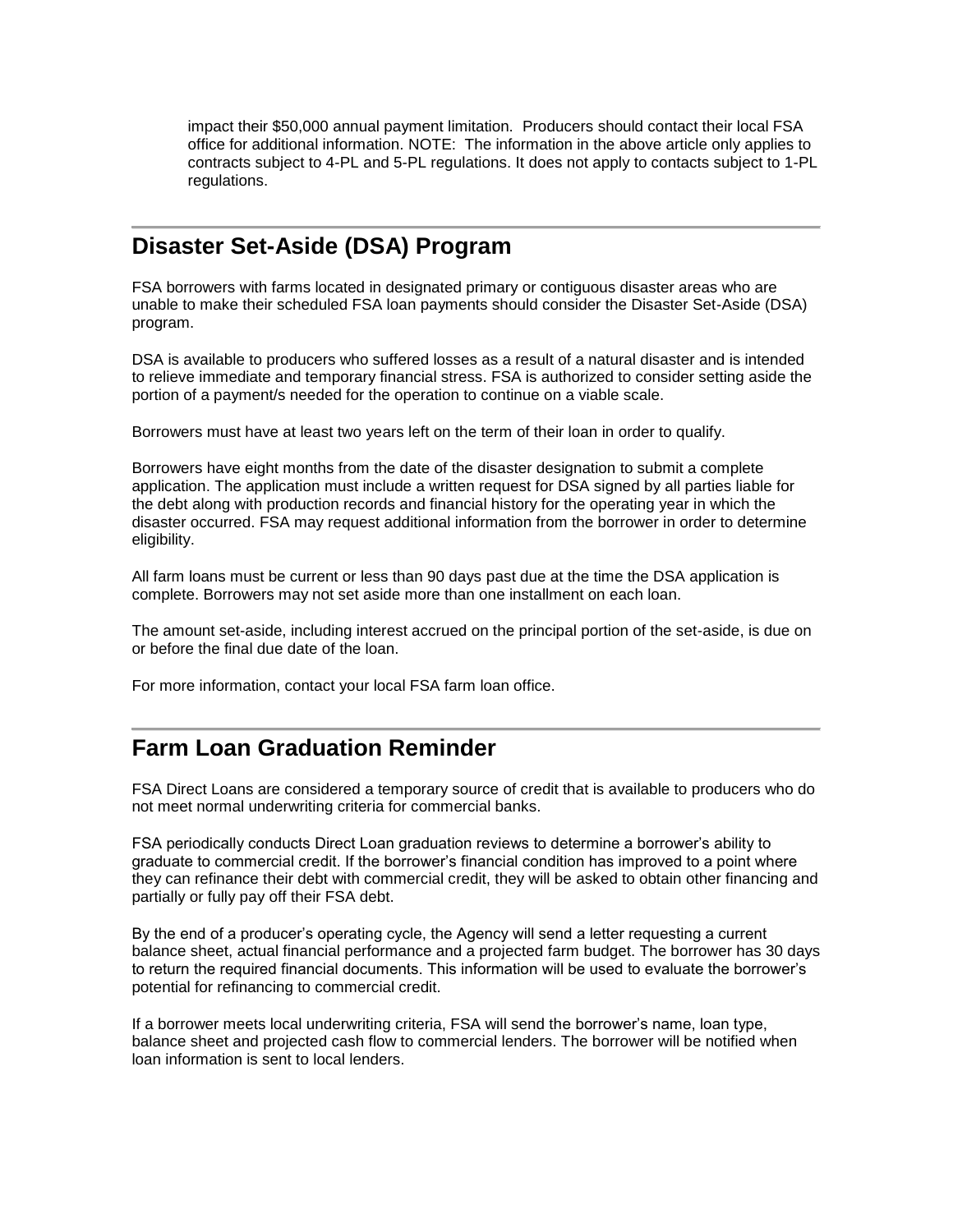impact their $50,000 annual payment limitation.  Producers should contact their local FSA office for additional information. NOTE:  The information in the above article only applies to contracts subject to 4-PL and 5-PL regulations. It does not apply to contacts subject to 1-PL regulations.

## Disaster Set-Aside (DSA) Program

FSA borrowers with farms located in designated primary or contiguous disaster areas who are unable to make their scheduled FSA loan payments should consider the Disaster Set-Aside (DSA) program.

DSA is available to producers who suffered losses as a result of a natural disaster and is intended to relieve immediate and temporary financial stress. FSA is authorized to consider setting aside the portion of a payment/s needed for the operation to continue on a viable scale.

Borrowers must have at least two years left on the term of their loan in order to qualify.

Borrowers have eight months from the date of the disaster designation to submit a complete application. The application must include a written request for DSA signed by all parties liable for the debt along with production records and financial history for the operating year in which the disaster occurred. FSA may request additional information from the borrower in order to determine eligibility.

All farm loans must be current or less than 90 days past due at the time the DSA application is complete. Borrowers may not set aside more than one installment on each loan.

The amount set-aside, including interest accrued on the principal portion of the set-aside, is due on or before the final due date of the loan.

For more information, contact your local FSA farm loan office.

## Farm Loan Graduation Reminder

FSA Direct Loans are considered a temporary source of credit that is available to producers who do not meet normal underwriting criteria for commercial banks.

FSA periodically conducts Direct Loan graduation reviews to determine a borrower's ability to graduate to commercial credit. If the borrower's financial condition has improved to a point where they can refinance their debt with commercial credit, they will be asked to obtain other financing and partially or fully pay off their FSA debt.

By the end of a producer's operating cycle, the Agency will send a letter requesting a current balance sheet, actual financial performance and a projected farm budget. The borrower has 30 days to return the required financial documents. This information will be used to evaluate the borrower's potential for refinancing to commercial credit.

If a borrower meets local underwriting criteria, FSA will send the borrower's name, loan type, balance sheet and projected cash flow to commercial lenders. The borrower will be notified when loan information is sent to local lenders.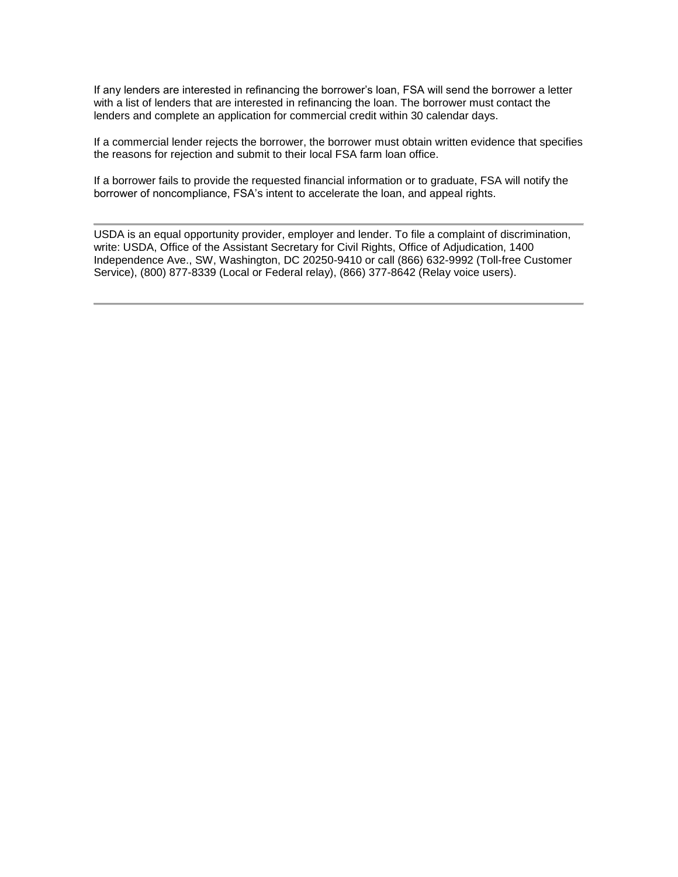If any lenders are interested in refinancing the borrower's loan, FSA will send the borrower a letter with a list of lenders that are interested in refinancing the loan. The borrower must contact the lenders and complete an application for commercial credit within 30 calendar days.

If a commercial lender rejects the borrower, the borrower must obtain written evidence that specifies the reasons for rejection and submit to their local FSA farm loan office.

If a borrower fails to provide the requested financial information or to graduate, FSA will notify the borrower of noncompliance, FSA's intent to accelerate the loan, and appeal rights.

---

USDA is an equal opportunity provider, employer and lender. To file a complaint of discrimination, write: USDA, Office of the Assistant Secretary for Civil Rights, Office of Adjudication, 1400 Independence Ave., SW, Washington, DC 20250-9410 or call (866) 632-9992 (Toll-free Customer Service), (800) 877-8339 (Local or Federal relay), (866) 377-8642 (Relay voice users).

---